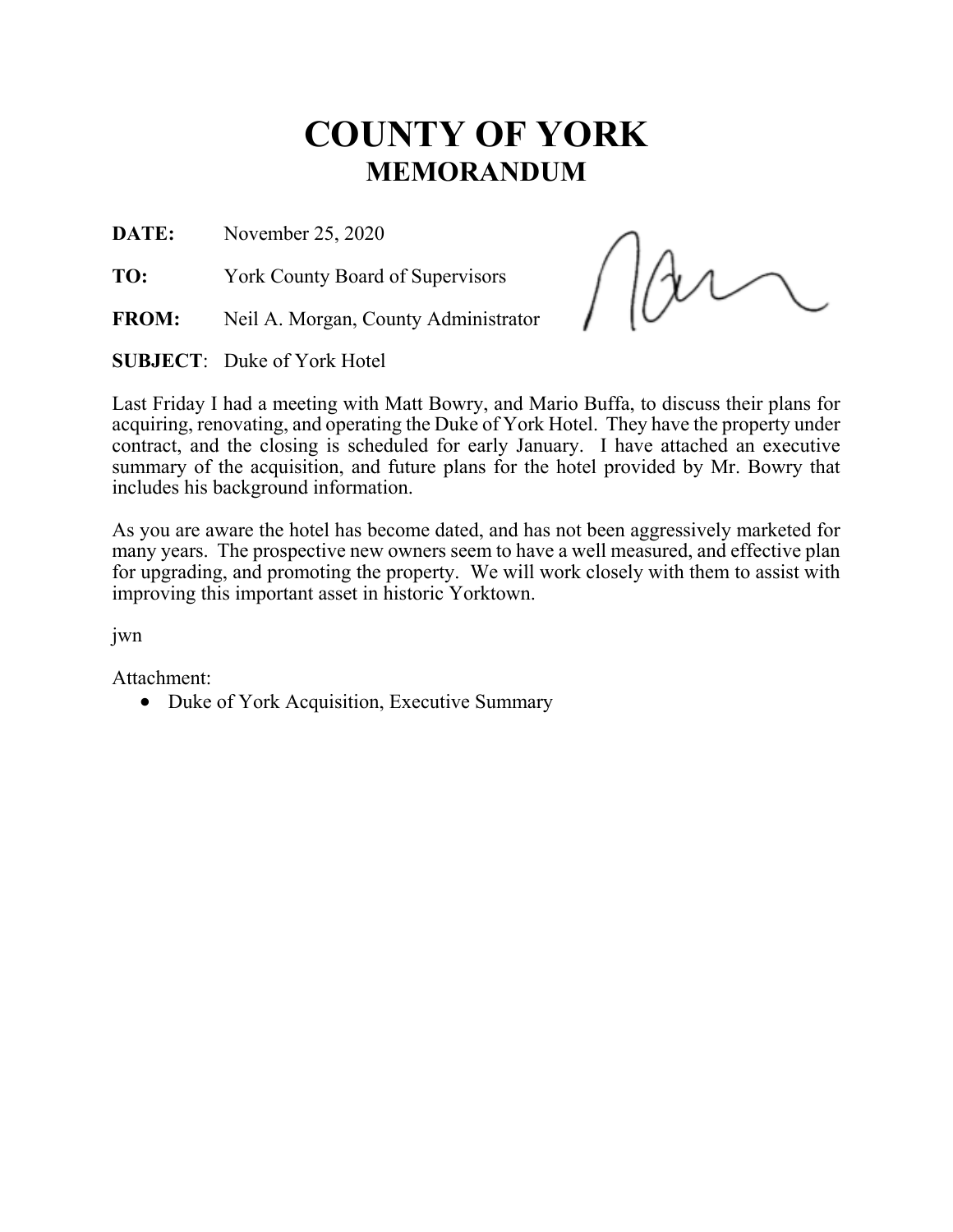# COUNTY OF YORK
## MEMORANDUM

**DATE:** November 25, 2020

**TO:** York County Board of Supervisors

**FROM:** Neil A. Morgan, County Administrator

**SUBJECT**: Duke of York Hotel

Last Friday I had a meeting with Matt Bowry, and Mario Buffa, to discuss their plans for acquiring, renovating, and operating the Duke of York Hotel. They have the property under contract, and the closing is scheduled for early January. I have attached an executive summary of the acquisition, and future plans for the hotel provided by Mr. Bowry that includes his background information.

As you are aware the hotel has become dated, and has not been aggressively marketed for many years. The prospective new owners seem to have a well measured, and effective plan for upgrading, and promoting the property. We will work closely with them to assist with improving this important asset in historic Yorktown.

jwn

Attachment:

- Duke of York Acquisition, Executive Summary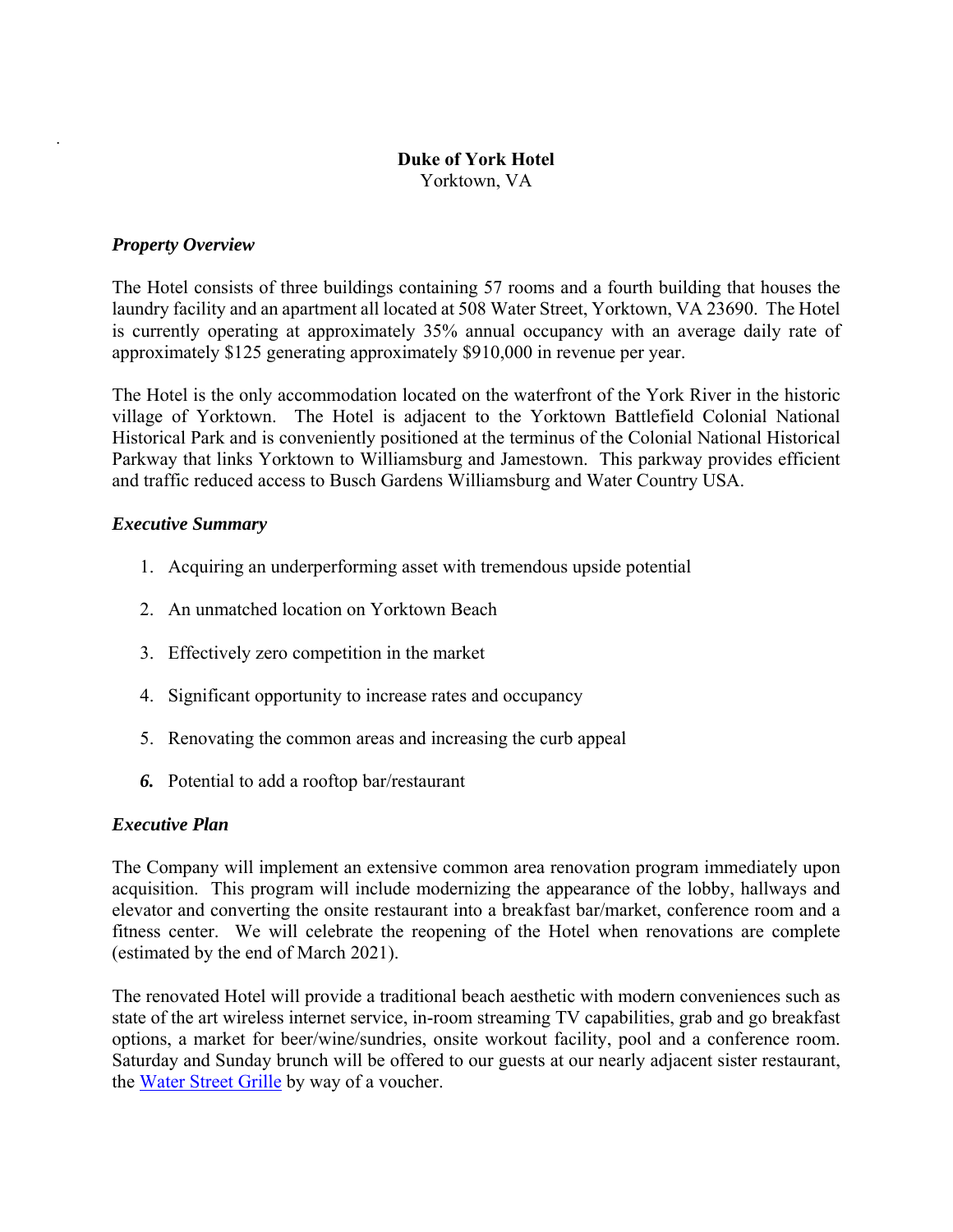**Duke of York Hotel**
Yorktown, VA

### *Property Overview*

The Hotel consists of three buildings containing 57 rooms and a fourth building that houses the laundry facility and an apartment all located at 508 Water Street, Yorktown, VA 23690. The Hotel is currently operating at approximately 35% annual occupancy with an average daily rate of approximately $125 generating approximately $910,000 in revenue per year.

The Hotel is the only accommodation located on the waterfront of the York River in the historic village of Yorktown. The Hotel is adjacent to the Yorktown Battlefield Colonial National Historical Park and is conveniently positioned at the terminus of the Colonial National Historical Parkway that links Yorktown to Williamsburg and Jamestown. This parkway provides efficient and traffic reduced access to Busch Gardens Williamsburg and Water Country USA.

### *Executive Summary*

1. Acquiring an underperforming asset with tremendous upside potential
2. An unmatched location on Yorktown Beach
3. Effectively zero competition in the market
4. Significant opportunity to increase rates and occupancy
5. Renovating the common areas and increasing the curb appeal
6. Potential to add a rooftop bar/restaurant

### *Executive Plan*

The Company will implement an extensive common area renovation program immediately upon acquisition. This program will include modernizing the appearance of the lobby, hallways and elevator and converting the onsite restaurant into a breakfast bar/market, conference room and a fitness center. We will celebrate the reopening of the Hotel when renovations are complete (estimated by the end of March 2021).

The renovated Hotel will provide a traditional beach aesthetic with modern conveniences such as state of the art wireless internet service, in-room streaming TV capabilities, grab and go breakfast options, a market for beer/wine/sundries, onsite workout facility, pool and a conference room. Saturday and Sunday brunch will be offered to our guests at our nearly adjacent sister restaurant, the Water Street Grille by way of a voucher.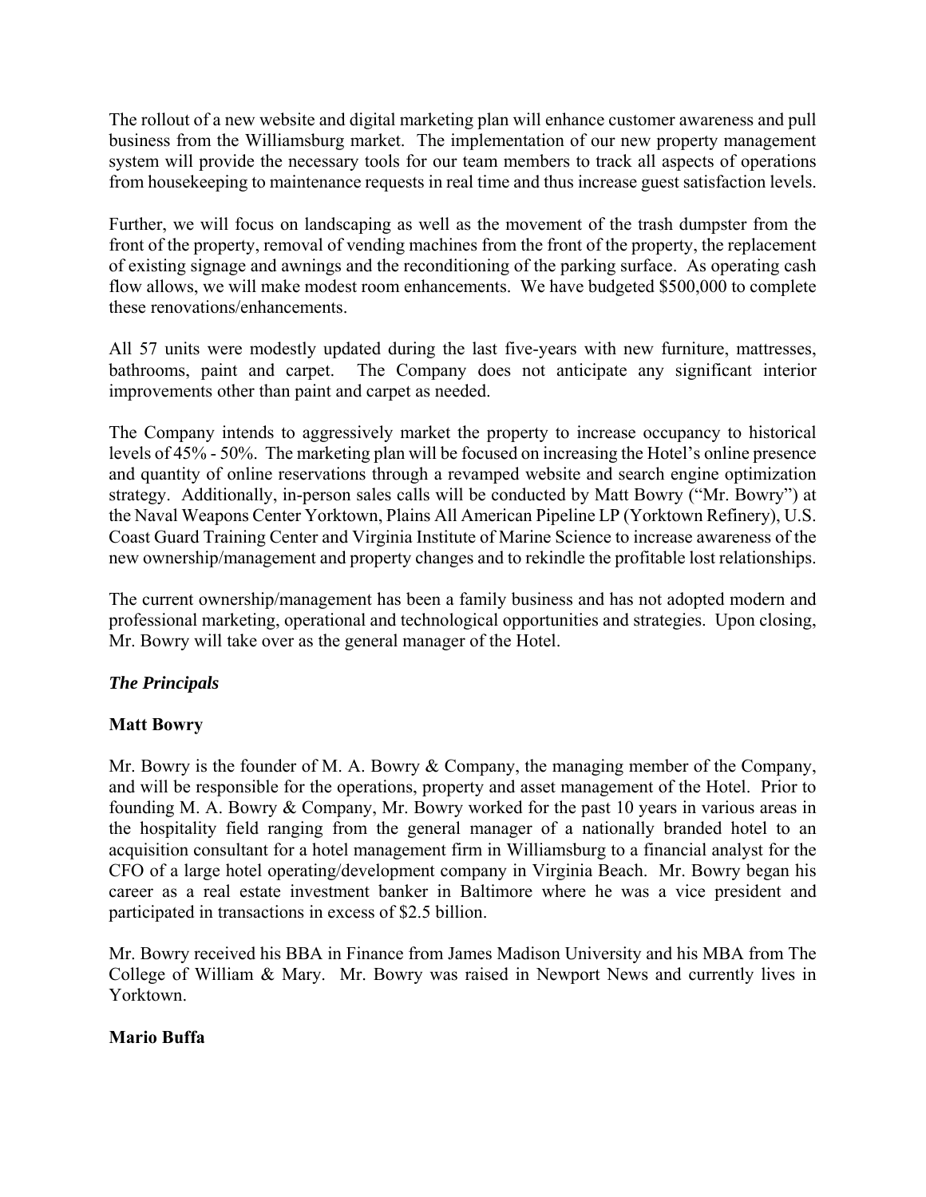The rollout of a new website and digital marketing plan will enhance customer awareness and pull business from the Williamsburg market. The implementation of our new property management system will provide the necessary tools for our team members to track all aspects of operations from housekeeping to maintenance requests in real time and thus increase guest satisfaction levels.

Further, we will focus on landscaping as well as the movement of the trash dumpster from the front of the property, removal of vending machines from the front of the property, the replacement of existing signage and awnings and the reconditioning of the parking surface. As operating cash flow allows, we will make modest room enhancements. We have budgeted $500,000 to complete these renovations/enhancements.

All 57 units were modestly updated during the last five-years with new furniture, mattresses, bathrooms, paint and carpet. The Company does not anticipate any significant interior improvements other than paint and carpet as needed.

The Company intends to aggressively market the property to increase occupancy to historical levels of 45% - 50%. The marketing plan will be focused on increasing the Hotel's online presence and quantity of online reservations through a revamped website and search engine optimization strategy. Additionally, in-person sales calls will be conducted by Matt Bowry ("Mr. Bowry") at the Naval Weapons Center Yorktown, Plains All American Pipeline LP (Yorktown Refinery), U.S. Coast Guard Training Center and Virginia Institute of Marine Science to increase awareness of the new ownership/management and property changes and to rekindle the profitable lost relationships.

The current ownership/management has been a family business and has not adopted modern and professional marketing, operational and technological opportunities and strategies. Upon closing, Mr. Bowry will take over as the general manager of the Hotel.

### *The Principals*

**Matt Bowry**

Mr. Bowry is the founder of M. A. Bowry & Company, the managing member of the Company, and will be responsible for the operations, property and asset management of the Hotel. Prior to founding M. A. Bowry & Company, Mr. Bowry worked for the past 10 years in various areas in the hospitality field ranging from the general manager of a nationally branded hotel to an acquisition consultant for a hotel management firm in Williamsburg to a financial analyst for the CFO of a large hotel operating/development company in Virginia Beach. Mr. Bowry began his career as a real estate investment banker in Baltimore where he was a vice president and participated in transactions in excess of $2.5 billion.

Mr. Bowry received his BBA in Finance from James Madison University and his MBA from The College of William & Mary. Mr. Bowry was raised in Newport News and currently lives in Yorktown.

**Mario Buffa**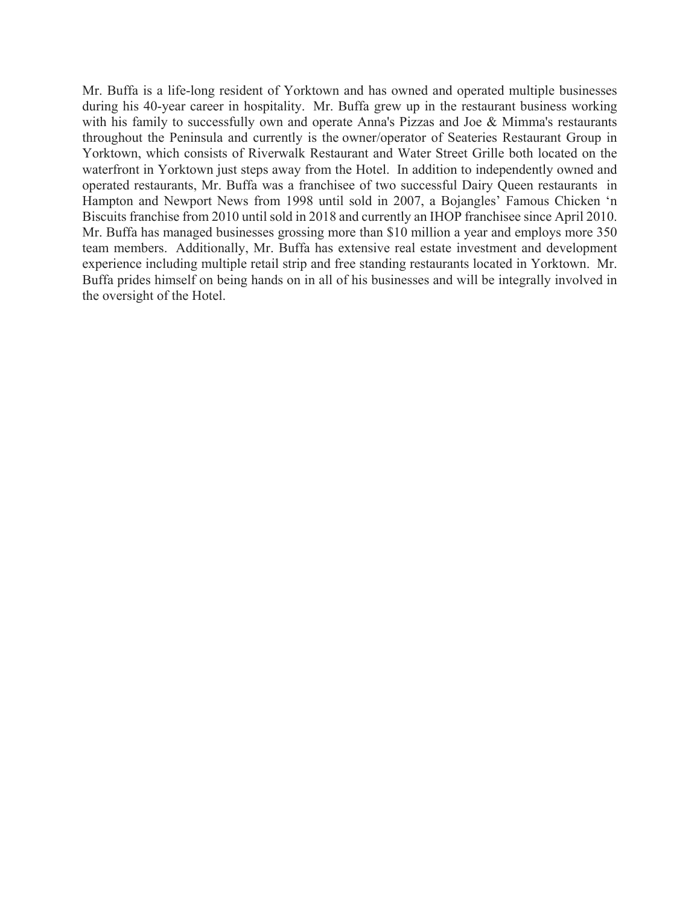Mr. Buffa is a life-long resident of Yorktown and has owned and operated multiple businesses during his 40-year career in hospitality. Mr. Buffa grew up in the restaurant business working with his family to successfully own and operate Anna's Pizzas and Joe & Mimma's restaurants throughout the Peninsula and currently is the owner/operator of Seateries Restaurant Group in Yorktown, which consists of Riverwalk Restaurant and Water Street Grille both located on the waterfront in Yorktown just steps away from the Hotel. In addition to independently owned and operated restaurants, Mr. Buffa was a franchisee of two successful Dairy Queen restaurants in Hampton and Newport News from 1998 until sold in 2007, a Bojangles' Famous Chicken 'n Biscuits franchise from 2010 until sold in 2018 and currently an IHOP franchisee since April 2010. Mr. Buffa has managed businesses grossing more than $10 million a year and employs more 350 team members. Additionally, Mr. Buffa has extensive real estate investment and development experience including multiple retail strip and free standing restaurants located in Yorktown. Mr. Buffa prides himself on being hands on in all of his businesses and will be integrally involved in the oversight of the Hotel.